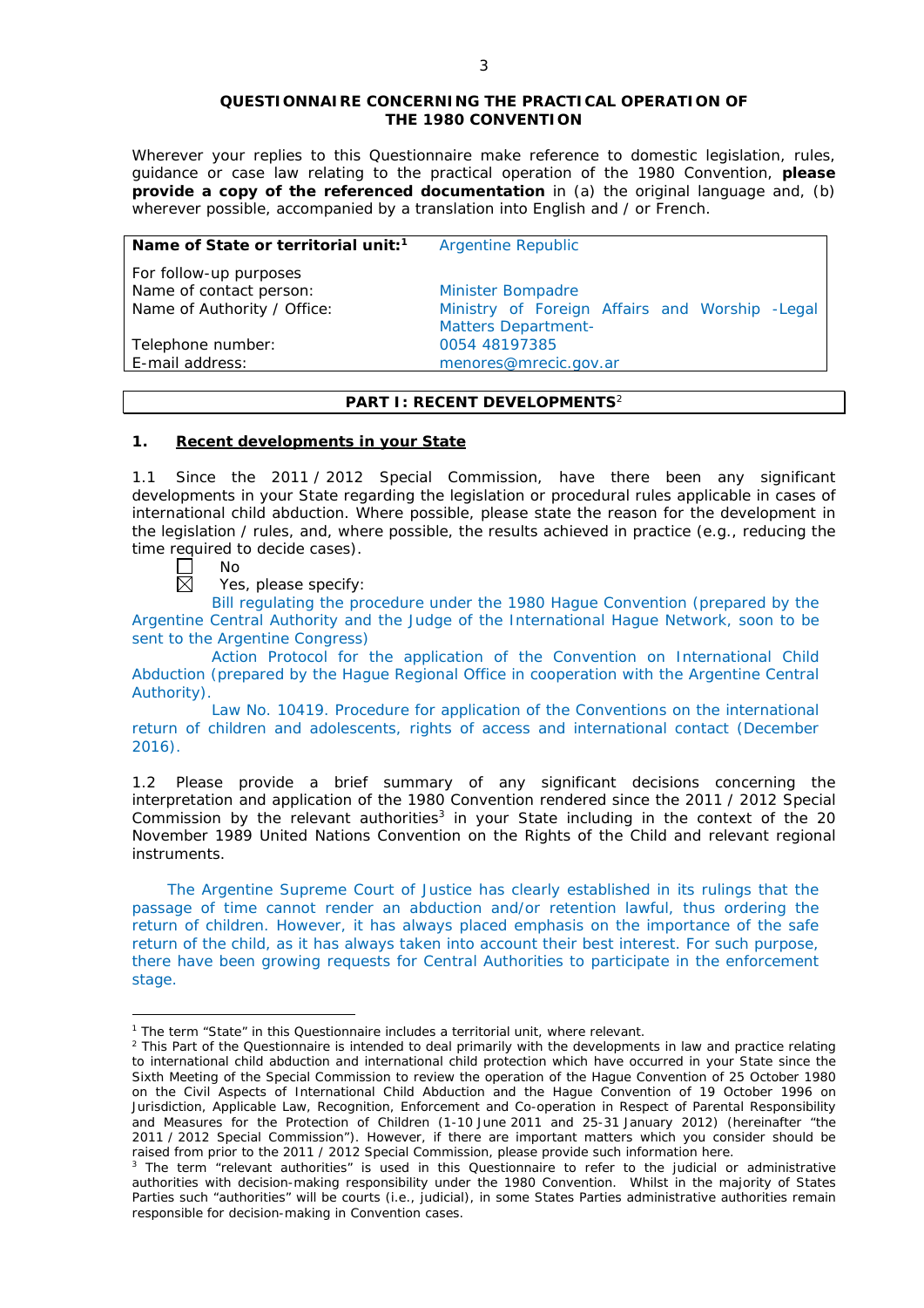**QUESTIONNAIRE CONCERNING THE PRACTICAL OPERATION OF THE 1980 CONVENTION**

Wherever your replies to this Questionnaire make reference to domestic legislation, rules, guidance or case law relating to the practical operation of the 1980 Convention, **please provide a copy of the referenced documentation** in (a) the original language and, (b) wherever possible, accompanied by a translation into English and / or French.

| **Name of State or territorial unit:**[1] | Argentine Republic |
|---|---|
| For follow-up purposes | |
| Name of contact person: | Minister Bompadre |
| Name of Authority / Office: | Ministry of Foreign Affairs and Worship -Legal Matters Department- |
| Telephone number: | 0054 48197385 |
| E-mail address: | menores@mrecic.gov.ar |

## PART I: RECENT DEVELOPMENTS[2]

### 1. Recent developments in your State

1.1 Since the 2011 / 2012 Special Commission, have there been any significant developments in your State regarding the legislation or procedural rules applicable in cases of international child abduction. Where possible, please state the reason for the development in the legislation / rules, and, where possible, the results achieved in practice (e.g., reducing the time required to decide cases).

☐ No

☒ Yes, please specify:

Bill regulating the procedure under the 1980 Hague Convention (prepared by the Argentine Central Authority and the Judge of the International Hague Network, soon to be sent to the Argentine Congress)

Action Protocol for the application of the Convention on International Child Abduction (prepared by the Hague Regional Office in cooperation with the Argentine Central Authority).

Law No. 10419. Procedure for application of the Conventions on the international return of children and adolescents, rights of access and international contact (December 2016).

1.2 Please provide a brief summary of any significant decisions concerning the interpretation and application of the 1980 Convention rendered since the 2011 / 2012 Special Commission by the relevant authorities[3] in your State including in the context of the 20 November 1989 United Nations Convention on the Rights of the Child and relevant regional instruments.

The Argentine Supreme Court of Justice has clearly established in its rulings that the passage of time cannot render an abduction and/or retention lawful, thus ordering the return of children. However, it has always placed emphasis on the importance of the safe return of the child, as it has always taken into account their best interest. For such purpose, there have been growing requests for Central Authorities to participate in the enforcement stage.

---

[1] The term "State" in this Questionnaire includes a territorial unit, where relevant.

[2] This Part of the Questionnaire is intended to deal primarily with the developments in law and practice relating to international child abduction and international child protection which have occurred in your State since the Sixth Meeting of the Special Commission to review the operation of the Hague Convention of 25 October 1980 on the Civil Aspects of International Child Abduction and the Hague Convention of 19 October 1996 on Jurisdiction, Applicable Law, Recognition, Enforcement and Co-operation in Respect of Parental Responsibility and Measures for the Protection of Children (1-10 June 2011 and 25-31 January 2012) (hereinafter "the 2011 / 2012 Special Commission"). However, if there are important matters which you consider should be raised from prior to the 2011 / 2012 Special Commission, please provide such information here.

[3] The term "relevant authorities" is used in this Questionnaire to refer to the judicial or administrative authorities with decision-making responsibility under the 1980 Convention. Whilst in the majority of States Parties such "authorities" will be courts (i.e., judicial), in some States Parties administrative authorities remain responsible for decision-making in Convention cases.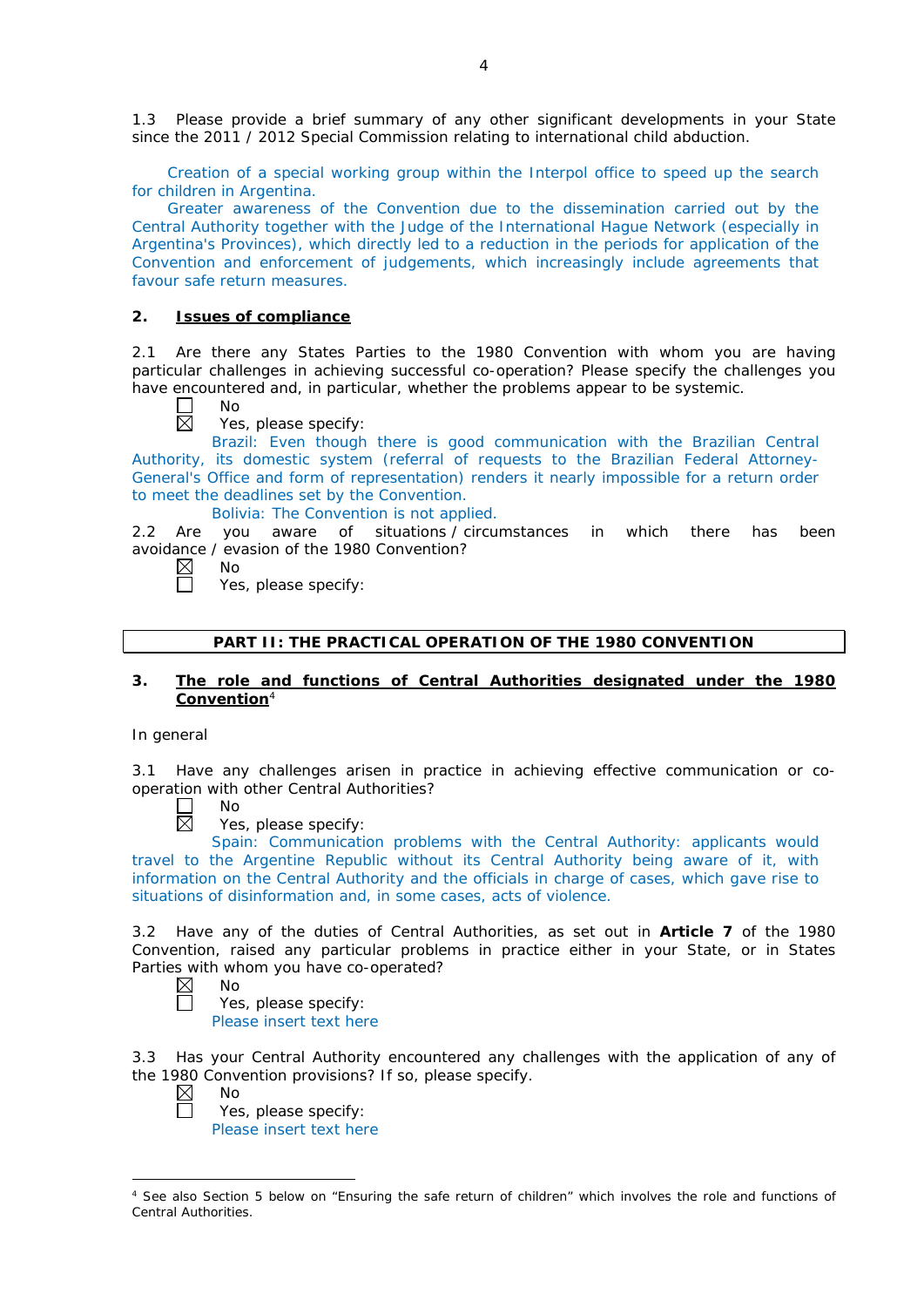1.3 Please provide a brief summary of any other significant developments in your State since the 2011 / 2012 Special Commission relating to international child abduction.

Creation of a special working group within the Interpol office to speed up the search for children in Argentina.

Greater awareness of the Convention due to the dissemination carried out by the Central Authority together with the Judge of the International Hague Network (especially in Argentina's Provinces), which directly led to a reduction in the periods for application of the Convention and enforcement of judgements, which increasingly include agreements that favour safe return measures.

## 2. Issues of compliance

2.1 Are there any States Parties to the 1980 Convention with whom you are having particular challenges in achieving successful co-operation? Please specify the challenges you have encountered and, in particular, whether the problems appear to be systemic.

☐ No
☒ Yes, please specify:

Brazil: Even though there is good communication with the Brazilian Central Authority, its domestic system (referral of requests to the Brazilian Federal Attorney-General's Office and form of representation) renders it nearly impossible for a return order to meet the deadlines set by the Convention.

Bolivia: The Convention is not applied.

2.2 Are you aware of situations / circumstances in which there has been avoidance / evasion of the 1980 Convention?

☒ No
☐ Yes, please specify:

## PART II: THE PRACTICAL OPERATION OF THE 1980 CONVENTION

## 3. The role and functions of Central Authorities designated under the 1980 Convention[4]

In general

3.1 Have any challenges arisen in practice in achieving effective communication or co-operation with other Central Authorities?

☐ No
☒ Yes, please specify:

Spain: Communication problems with the Central Authority: applicants would travel to the Argentine Republic without its Central Authority being aware of it, with information on the Central Authority and the officials in charge of cases, which gave rise to situations of disinformation and, in some cases, acts of violence.

3.2 Have any of the duties of Central Authorities, as set out in **Article 7** of the 1980 Convention, raised any particular problems in practice either in your State, or in States Parties with whom you have co-operated?

☒ No
☐ Yes, please specify:
Please insert text here

3.3 Has your Central Authority encountered any challenges with the application of any of the 1980 Convention provisions? If so, please specify.

☒ No
☐ Yes, please specify:
Please insert text here

---

[4] See also Section 5 below on "Ensuring the safe return of children" which involves the role and functions of Central Authorities.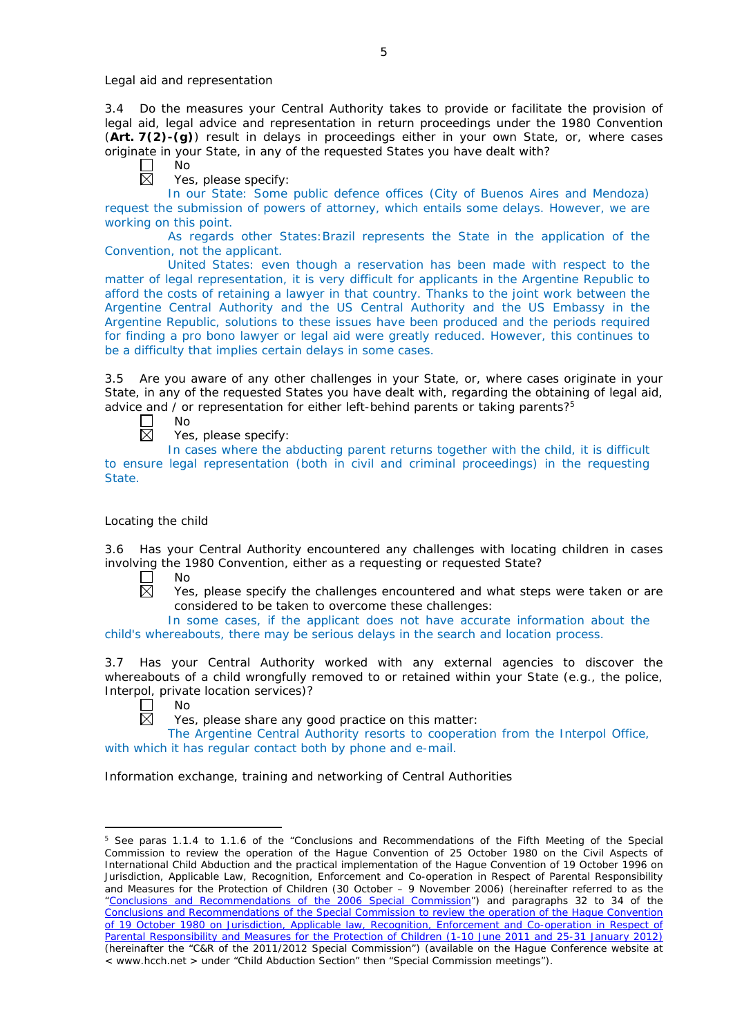Legal aid and representation

3.4 Do the measures your Central Authority takes to provide or facilitate the provision of legal aid, legal advice and representation in return proceedings under the 1980 Convention (**Art. 7(2)-(g)**) result in delays in proceedings either in your own State, or, where cases originate in your State, in any of the requested States you have dealt with?

☐ No

☒ Yes, please specify:

In our State: Some public defence offices (City of Buenos Aires and Mendoza) request the submission of powers of attorney, which entails some delays. However, we are working on this point.

As regards other States:Brazil represents the State in the application of the Convention, not the applicant.

United States: even though a reservation has been made with respect to the matter of legal representation, it is very difficult for applicants in the Argentine Republic to afford the costs of retaining a lawyer in that country. Thanks to the joint work between the Argentine Central Authority and the US Central Authority and the US Embassy in the Argentine Republic, solutions to these issues have been produced and the periods required for finding a pro bono lawyer or legal aid were greatly reduced. However, this continues to be a difficulty that implies certain delays in some cases.

3.5 Are you aware of any other challenges in your State, or, where cases originate in your State, in any of the requested States you have dealt with, regarding the obtaining of legal aid, advice and / or representation for either left-behind parents or taking parents?[5]

☐ No

☒ Yes, please specify:

In cases where the abducting parent returns together with the child, it is difficult to ensure legal representation (both in civil and criminal proceedings) in the requesting State.

Locating the child

3.6 Has your Central Authority encountered any challenges with locating children in cases involving the 1980 Convention, either as a requesting or requested State?

☐ No

☒ Yes, please specify the challenges encountered and what steps were taken or are considered to be taken to overcome these challenges:

In some cases, if the applicant does not have accurate information about the child's whereabouts, there may be serious delays in the search and location process.

3.7 Has your Central Authority worked with any external agencies to discover the whereabouts of a child wrongfully removed to or retained within your State (e.g., the police, Interpol, private location services)?

☐ No

☒ Yes, please share any good practice on this matter:

The Argentine Central Authority resorts to cooperation from the Interpol Office, with which it has regular contact both by phone and e-mail.

Information exchange, training and networking of Central Authorities

---

[5] See paras 1.1.4 to 1.1.6 of the "Conclusions and Recommendations of the Fifth Meeting of the Special Commission to review the operation of the Hague Convention of 25 October 1980 on the Civil Aspects of International Child Abduction and the practical implementation of the Hague Convention of 19 October 1996 on Jurisdiction, Applicable Law, Recognition, Enforcement and Co-operation in Respect of Parental Responsibility and Measures for the Protection of Children (30 October – 9 November 2006) (hereinafter referred to as the "Conclusions and Recommendations of the 2006 Special Commission") and paragraphs 32 to 34 of the Conclusions and Recommendations of the Special Commission to review the operation of the Hague Convention of 19 October 1980 on Jurisdiction, Applicable law, Recognition, Enforcement and Co-operation in Respect of Parental Responsibility and Measures for the Protection of Children (1-10 June 2011 and 25-31 January 2012) (hereinafter the "C&R of the 2011/2012 Special Commission") (available on the Hague Conference website at < www.hcch.net > under "Child Abduction Section" then "Special Commission meetings").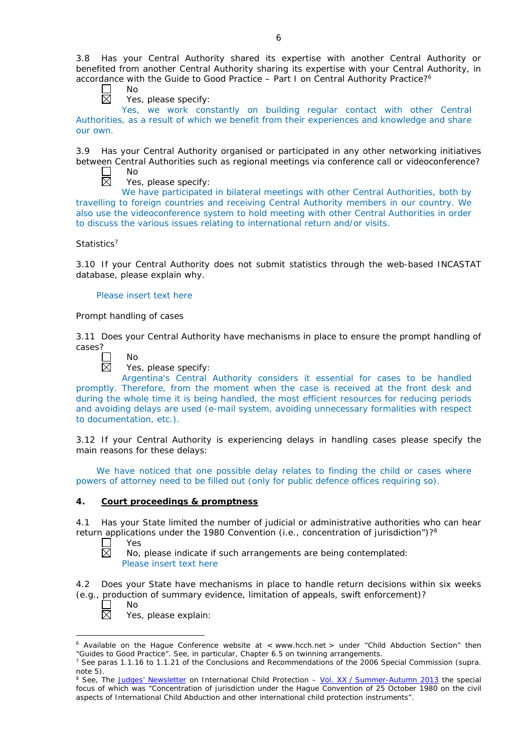3.8 Has your Central Authority shared its expertise with another Central Authority or benefited from another Central Authority sharing its expertise with your Central Authority, in accordance with the Guide to Good Practice – Part I on Central Authority Practice?[6]

☐ No
☒ Yes, please specify:
Yes, we work constantly on building regular contact with other Central Authorities, as a result of which we benefit from their experiences and knowledge and share our own.

3.9 Has your Central Authority organised or participated in any other networking initiatives between Central Authorities such as regional meetings via conference call or videoconference?

☐ No
☒ Yes, please specify:
We have participated in bilateral meetings with other Central Authorities, both by travelling to foreign countries and receiving Central Authority members in our country. We also use the videoconference system to hold meeting with other Central Authorities in order to discuss the various issues relating to international return and/or visits.

Statistics[7]

3.10 If your Central Authority does not submit statistics through the web-based INCASTAT database, please explain why.

Please insert text here

Prompt handling of cases

3.11 Does your Central Authority have mechanisms in place to ensure the prompt handling of cases?

☐ No
☒ Yes, please specify:
Argentina's Central Authority considers it essential for cases to be handled promptly. Therefore, from the moment when the case is received at the front desk and during the whole time it is being handled, the most efficient resources for reducing periods and avoiding delays are used (e-mail system, avoiding unnecessary formalities with respect to documentation, etc.).

3.12 If your Central Authority is experiencing delays in handling cases please specify the main reasons for these delays:

We have noticed that one possible delay relates to finding the child or cases where powers of attorney need to be filled out (only for public defence offices requiring so).

## 4. Court proceedings & promptness

4.1 Has your State limited the number of judicial or administrative authorities who can hear return applications under the 1980 Convention (i.e., concentration of jurisdiction")?[8]

☐ Yes
☒ No, please indicate if such arrangements are being contemplated:
Please insert text here

4.2 Does your State have mechanisms in place to handle return decisions within six weeks (e.g., production of summary evidence, limitation of appeals, swift enforcement)?

☐ No
☒ Yes, please explain:

---

[6] Available on the Hague Conference website at < www.hcch.net > under "Child Abduction Section" then "Guides to Good Practice". See, in particular, Chapter 6.5 on twinning arrangements.

[7] See paras 1.1.16 to 1.1.21 of the Conclusions and Recommendations of the 2006 Special Commission (supra. note 5).

[8] See, The Judges' Newsletter on International Child Protection – Vol. XX / Summer-Autumn 2013 the special focus of which was "Concentration of jurisdiction under the Hague Convention of 25 October 1980 on the civil aspects of International Child Abduction and other international child protection instruments".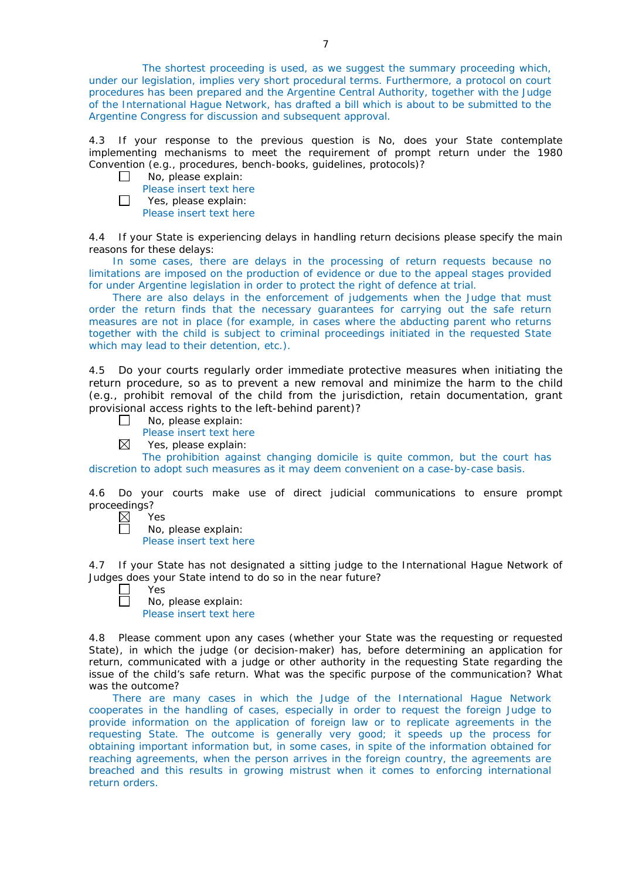The shortest proceeding is used, as we suggest the summary proceeding which, under our legislation, implies very short procedural terms. Furthermore, a protocol on court procedures has been prepared and the Argentine Central Authority, together with the Judge of the International Hague Network, has drafted a bill which is about to be submitted to the Argentine Congress for discussion and subsequent approval.

4.3 If your response to the previous question is No, does your State contemplate implementing mechanisms to meet the requirement of prompt return under the 1980 Convention (e.g., procedures, bench-books, guidelines, protocols)?

☐ No, please explain:
Please insert text here

☐ Yes, please explain:
Please insert text here

4.4 If your State is experiencing delays in handling return decisions please specify the main reasons for these delays:

In some cases, there are delays in the processing of return requests because no limitations are imposed on the production of evidence or due to the appeal stages provided for under Argentine legislation in order to protect the right of defence at trial.

There are also delays in the enforcement of judgements when the Judge that must order the return finds that the necessary guarantees for carrying out the safe return measures are not in place (for example, in cases where the abducting parent who returns together with the child is subject to criminal proceedings initiated in the requested State which may lead to their detention, etc.).

4.5 Do your courts regularly order immediate protective measures when initiating the return procedure, so as to prevent a new removal and minimize the harm to the child (e.g., prohibit removal of the child from the jurisdiction, retain documentation, grant provisional access rights to the left-behind parent)?

☐ No, please explain:
Please insert text here

☒ Yes, please explain:
The prohibition against changing domicile is quite common, but the court has discretion to adopt such measures as it may deem convenient on a case-by-case basis.

4.6 Do your courts make use of direct judicial communications to ensure prompt proceedings?

☒ Yes

☐ No, please explain:
Please insert text here

4.7 If your State has not designated a sitting judge to the International Hague Network of Judges does your State intend to do so in the near future?

☐ Yes

☐ No, please explain:
Please insert text here

4.8 Please comment upon any cases (whether your State was the requesting or requested State), in which the judge (or decision-maker) has, before determining an application for return, communicated with a judge or other authority in the requesting State regarding the issue of the child's safe return. What was the specific purpose of the communication? What was the outcome?

There are many cases in which the Judge of the International Hague Network cooperates in the handling of cases, especially in order to request the foreign Judge to provide information on the application of foreign law or to replicate agreements in the requesting State. The outcome is generally very good; it speeds up the process for obtaining important information but, in some cases, in spite of the information obtained for reaching agreements, when the person arrives in the foreign country, the agreements are breached and this results in growing mistrust when it comes to enforcing international return orders.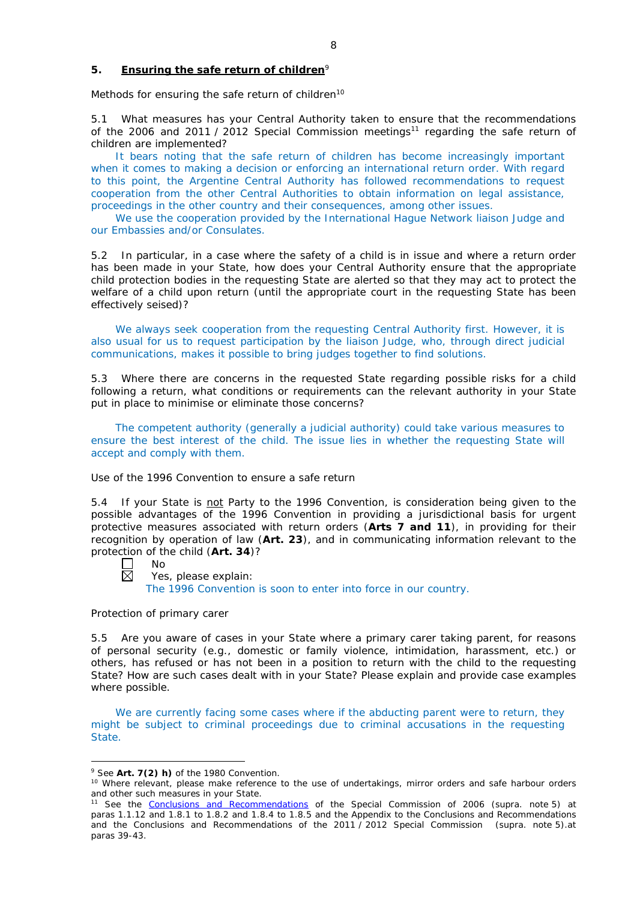## 5. **<u>Ensuring the safe return of children</u>**[9]

Methods for ensuring the safe return of children[10]

5.1 What measures has your Central Authority taken to ensure that the recommendations of the 2006 and 2011 / 2012 Special Commission meetings[11] regarding the safe return of children are implemented?

It bears noting that the safe return of children has become increasingly important when it comes to making a decision or enforcing an international return order. With regard to this point, the Argentine Central Authority has followed recommendations to request cooperation from the other Central Authorities to obtain information on legal assistance, proceedings in the other country and their consequences, among other issues.

We use the cooperation provided by the International Hague Network liaison Judge and our Embassies and/or Consulates.

5.2 In particular, in a case where the safety of a child is in issue and where a return order has been made in your State, how does your Central Authority ensure that the appropriate child protection bodies in the requesting State are alerted so that they may act to protect the welfare of a child upon return (until the appropriate court in the requesting State has been effectively seised)?

We always seek cooperation from the requesting Central Authority first. However, it is also usual for us to request participation by the liaison Judge, who, through direct judicial communications, makes it possible to bring judges together to find solutions.

5.3 Where there are concerns in the requested State regarding possible risks for a child following a return, what conditions or requirements can the relevant authority in your State put in place to minimise or eliminate those concerns?

The competent authority (generally a judicial authority) could take various measures to ensure the best interest of the child. The issue lies in whether the requesting State will accept and comply with them.

Use of the 1996 Convention to ensure a safe return

5.4 If your State is <u>not</u> Party to the 1996 Convention, is consideration being given to the possible advantages of the 1996 Convention in providing a jurisdictional basis for urgent protective measures associated with return orders (**Arts 7 and 11**), in providing for their recognition by operation of law (**Art. 23**), and in communicating information relevant to the protection of the child (**Art. 34**)?

☐ No
☒ Yes, please explain:
The 1996 Convention is soon to enter into force in our country.

Protection of primary carer

5.5 Are you aware of cases in your State where a primary carer taking parent, for reasons of personal security (e.g., domestic or family violence, intimidation, harassment, etc.) or others, has refused or has not been in a position to return with the child to the requesting State? How are such cases dealt with in your State? Please explain and provide case examples where possible.

We are currently facing some cases where if the abducting parent were to return, they might be subject to criminal proceedings due to criminal accusations in the requesting State.

---

[9] See **Art. 7(2) h)** of the 1980 Convention.

[10] Where relevant, please make reference to the use of undertakings, mirror orders and safe harbour orders and other such measures in your State.

[11] See the <u>Conclusions and Recommendations</u> of the Special Commission of 2006 (supra. note 5) at paras 1.1.12 and 1.8.1 to 1.8.2 and 1.8.4 to 1.8.5 and the Appendix to the Conclusions and Recommendations and the Conclusions and Recommendations of the 2011 / 2012 Special Commission (supra. note 5).at paras 39-43.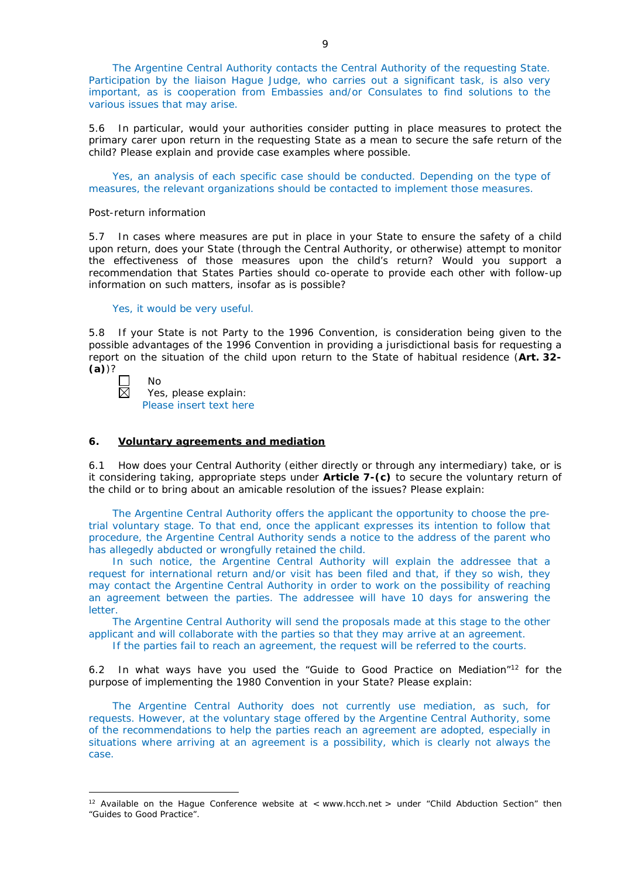The Argentine Central Authority contacts the Central Authority of the requesting State. Participation by the liaison Hague Judge, who carries out a significant task, is also very important, as is cooperation from Embassies and/or Consulates to find solutions to the various issues that may arise.

5.6 In particular, would your authorities consider putting in place measures to protect the primary carer upon return in the requesting State as a mean to secure the safe return of the child? Please explain and provide case examples where possible.

Yes, an analysis of each specific case should be conducted. Depending on the type of measures, the relevant organizations should be contacted to implement those measures.

Post-return information

5.7 In cases where measures are put in place in your State to ensure the safety of a child upon return, does your State (through the Central Authority, or otherwise) attempt to monitor the effectiveness of those measures upon the child's return? Would you support a recommendation that States Parties should co-operate to provide each other with follow-up information on such matters, insofar as is possible?

Yes, it would be very useful.

5.8 If your State is not Party to the 1996 Convention, is consideration being given to the possible advantages of the 1996 Convention in providing a jurisdictional basis for requesting a report on the situation of the child upon return to the State of habitual residence (**Art. 32-(a)**)?

☐ No
☒ Yes, please explain:
Please insert text here

## 6. Voluntary agreements and mediation

6.1 How does your Central Authority (either directly or through any intermediary) take, or is it considering taking, appropriate steps under **Article 7-(c)** to secure the voluntary return of the child or to bring about an amicable resolution of the issues? Please explain:

The Argentine Central Authority offers the applicant the opportunity to choose the pre-trial voluntary stage. To that end, once the applicant expresses its intention to follow that procedure, the Argentine Central Authority sends a notice to the address of the parent who has allegedly abducted or wrongfully retained the child.

In such notice, the Argentine Central Authority will explain the addressee that a request for international return and/or visit has been filed and that, if they so wish, they may contact the Argentine Central Authority in order to work on the possibility of reaching an agreement between the parties. The addressee will have 10 days for answering the letter.

The Argentine Central Authority will send the proposals made at this stage to the other applicant and will collaborate with the parties so that they may arrive at an agreement.

If the parties fail to reach an agreement, the request will be referred to the courts.

6.2 In what ways have you used the "Guide to Good Practice on Mediation"[12] for the purpose of implementing the 1980 Convention in your State? Please explain:

The Argentine Central Authority does not currently use mediation, as such, for requests. However, at the voluntary stage offered by the Argentine Central Authority, some of the recommendations to help the parties reach an agreement are adopted, especially in situations where arriving at an agreement is a possibility, which is clearly not always the case.

---

[12] Available on the Hague Conference website at < www.hcch.net > under "Child Abduction Section" then "Guides to Good Practice".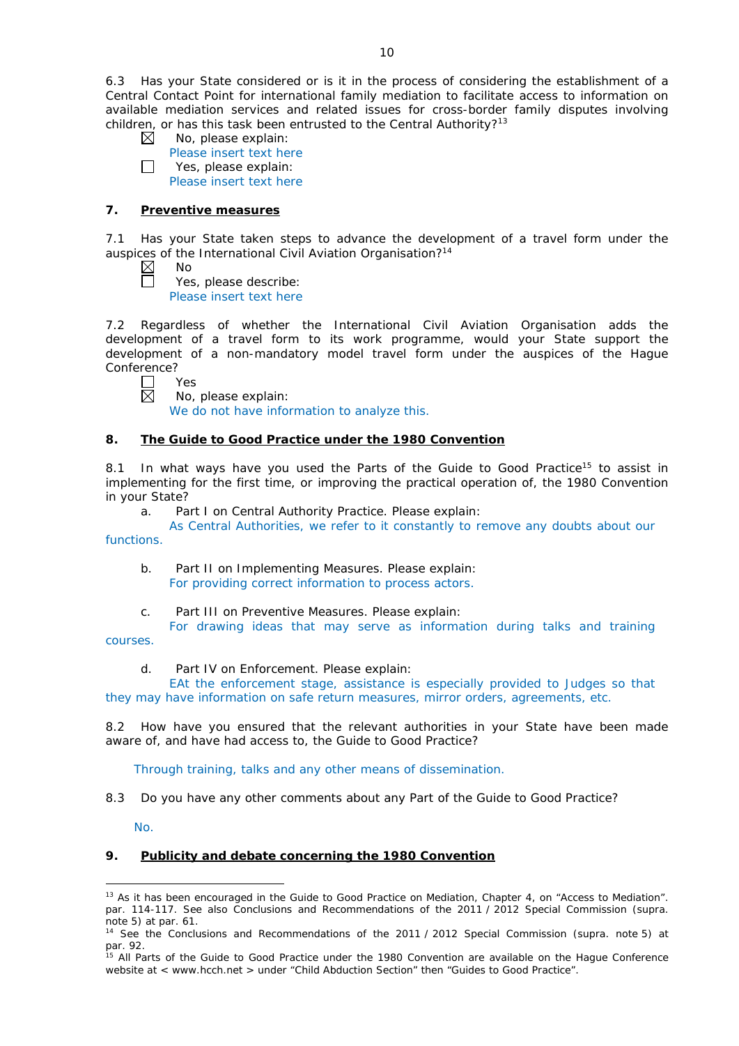6.3 Has your State considered or is it in the process of considering the establishment of a Central Contact Point for international family mediation to facilitate access to information on available mediation services and related issues for cross-border family disputes involving children, or has this task been entrusted to the Central Authority?[13]

☒ No, please explain:
Please insert text here

☐ Yes, please explain:
Please insert text here

## 7. Preventive measures

7.1 Has your State taken steps to advance the development of a travel form under the auspices of the International Civil Aviation Organisation?[14]

☒ No

☐ Yes, please describe:
Please insert text here

7.2 Regardless of whether the International Civil Aviation Organisation adds the development of a travel form to its work programme, would your State support the development of a non-mandatory model travel form under the auspices of the Hague Conference?

☐ Yes

☒ No, please explain:
We do not have information to analyze this.

## 8. The Guide to Good Practice under the 1980 Convention

8.1 In what ways have you used the Parts of the Guide to Good Practice[15] to assist in implementing for the first time, or improving the practical operation of, the 1980 Convention in your State?

a. Part I on Central Authority Practice. Please explain:
As Central Authorities, we refer to it constantly to remove any doubts about our functions.

b. Part II on Implementing Measures. Please explain:
For providing correct information to process actors.

c. Part III on Preventive Measures. Please explain:
For drawing ideas that may serve as information during talks and training courses.

d. Part IV on Enforcement. Please explain:
EAt the enforcement stage, assistance is especially provided to Judges so that they may have information on safe return measures, mirror orders, agreements, etc.

8.2 How have you ensured that the relevant authorities in your State have been made aware of, and have had access to, the Guide to Good Practice?

Through training, talks and any other means of dissemination.

8.3 Do you have any other comments about any Part of the Guide to Good Practice?

No.

## 9. Publicity and debate concerning the 1980 Convention

---

[13] As it has been encouraged in the Guide to Good Practice on Mediation, Chapter 4, on "Access to Mediation". par. 114-117. See also Conclusions and Recommendations of the 2011 / 2012 Special Commission (supra. note 5) at par. 61.

[14] See the Conclusions and Recommendations of the 2011 / 2012 Special Commission (supra. note 5) at par. 92.

[15] All Parts of the Guide to Good Practice under the 1980 Convention are available on the Hague Conference website at < www.hcch.net > under "Child Abduction Section" then "Guides to Good Practice".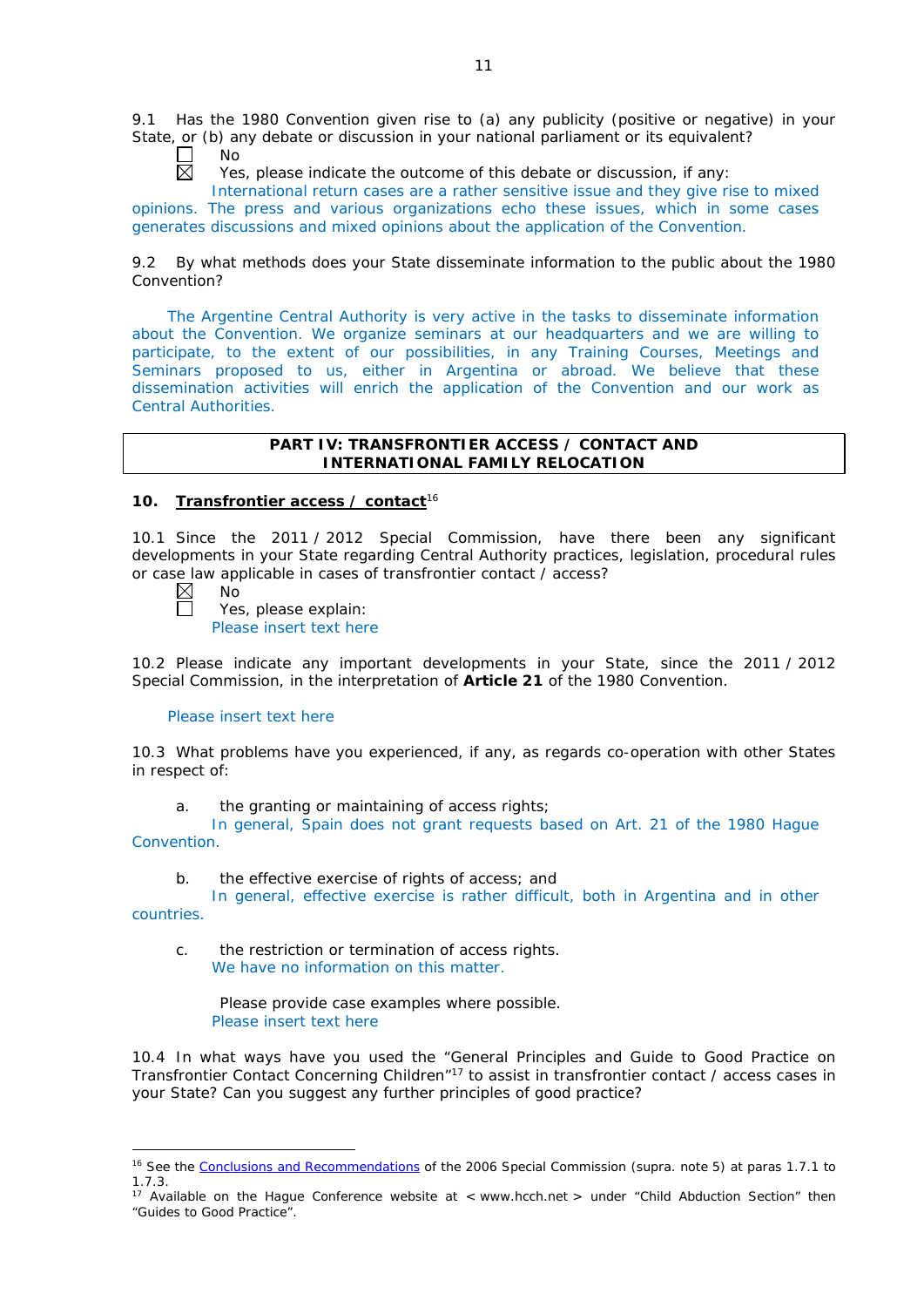9.1 Has the 1980 Convention given rise to (a) any publicity (positive or negative) in your State, or (b) any debate or discussion in your national parliament or its equivalent?

☐ No

☒ Yes, please indicate the outcome of this debate or discussion, if any:

International return cases are a rather sensitive issue and they give rise to mixed opinions. The press and various organizations echo these issues, which in some cases generates discussions and mixed opinions about the application of the Convention.

9.2 By what methods does your State disseminate information to the public about the 1980 Convention?

The Argentine Central Authority is very active in the tasks to disseminate information about the Convention. We organize seminars at our headquarters and we are willing to participate, to the extent of our possibilities, in any Training Courses, Meetings and Seminars proposed to us, either in Argentina or abroad. We believe that these dissemination activities will enrich the application of the Convention and our work as Central Authorities.

## PART IV: TRANSFRONTIER ACCESS / CONTACT AND INTERNATIONAL FAMILY RELOCATION

### 10. Transfrontier access / contact[16]

10.1 Since the 2011 / 2012 Special Commission, have there been any significant developments in your State regarding Central Authority practices, legislation, procedural rules or case law applicable in cases of transfrontier contact / access?

☒ No

☐ Yes, please explain:

Please insert text here

10.2 Please indicate any important developments in your State, since the 2011 / 2012 Special Commission, in the interpretation of **Article 21** of the 1980 Convention.

Please insert text here

10.3 What problems have you experienced, if any, as regards co-operation with other States in respect of:

a. the granting or maintaining of access rights;

In general, Spain does not grant requests based on Art. 21 of the 1980 Hague Convention.

b. the effective exercise of rights of access; and

In general, effective exercise is rather difficult, both in Argentina and in other countries.

c. the restriction or termination of access rights.

We have no information on this matter.

Please provide case examples where possible.

Please insert text here

10.4 In what ways have you used the "General Principles and Guide to Good Practice on Transfrontier Contact Concerning Children"[17] to assist in transfrontier contact / access cases in your State? Can you suggest any further principles of good practice?

---

[16] See the Conclusions and Recommendations of the 2006 Special Commission (supra. note 5) at paras 1.7.1 to 1.7.3.

[17] Available on the Hague Conference website at < www.hcch.net > under "Child Abduction Section" then "Guides to Good Practice".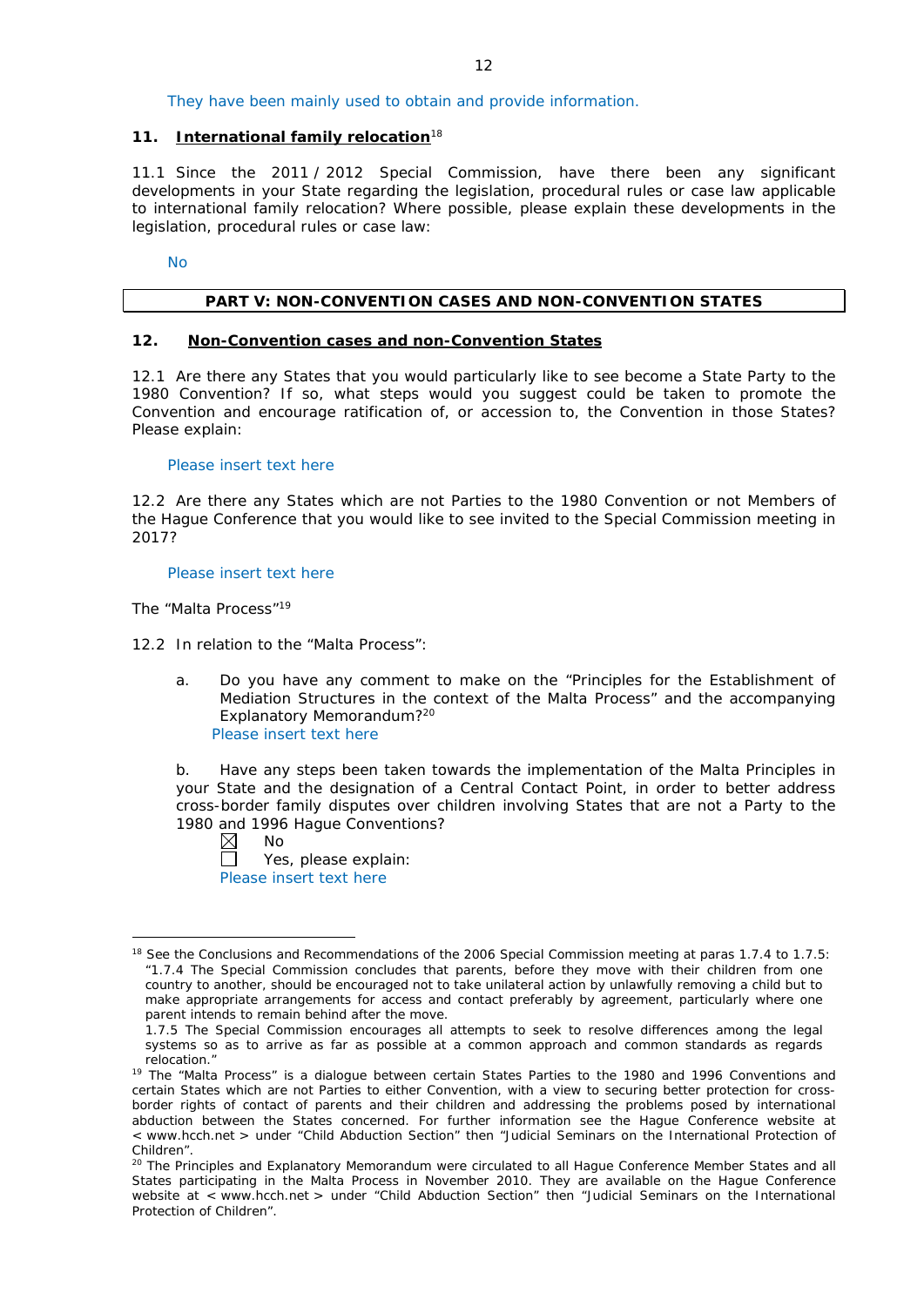They have been mainly used to obtain and provide information.

## 11. International family relocation[18]

11.1 Since the 2011 / 2012 Special Commission, have there been any significant developments in your State regarding the legislation, procedural rules or case law applicable to international family relocation? Where possible, please explain these developments in the legislation, procedural rules or case law:

No

## PART V: NON-CONVENTION CASES AND NON-CONVENTION STATES

## 12. Non-Convention cases and non-Convention States

12.1 Are there any States that you would particularly like to see become a State Party to the 1980 Convention? If so, what steps would you suggest could be taken to promote the Convention and encourage ratification of, or accession to, the Convention in those States? Please explain:

Please insert text here

12.2 Are there any States which are not Parties to the 1980 Convention or not Members of the Hague Conference that you would like to see invited to the Special Commission meeting in 2017?

Please insert text here

The "Malta Process"[19]

12.2 In relation to the "Malta Process":

a. Do you have any comment to make on the "Principles for the Establishment of Mediation Structures in the context of the Malta Process" and the accompanying Explanatory Memorandum?[20]
Please insert text here

b. Have any steps been taken towards the implementation of the Malta Principles in your State and the designation of a Central Contact Point, in order to better address cross-border family disputes over children involving States that are not a Party to the 1980 and 1996 Hague Conventions?

☒ No
☐ Yes, please explain:
Please insert text here

---

[18] See the Conclusions and Recommendations of the 2006 Special Commission meeting at paras 1.7.4 to 1.7.5: "1.7.4 The Special Commission concludes that parents, before they move with their children from one country to another, should be encouraged not to take unilateral action by unlawfully removing a child but to make appropriate arrangements for access and contact preferably by agreement, particularly where one parent intends to remain behind after the move.
1.7.5 The Special Commission encourages all attempts to seek to resolve differences among the legal systems so as to arrive as far as possible at a common approach and common standards as regards relocation."

[19] The "Malta Process" is a dialogue between certain States Parties to the 1980 and 1996 Conventions and certain States which are not Parties to either Convention, with a view to securing better protection for cross-border rights of contact of parents and their children and addressing the problems posed by international abduction between the States concerned. For further information see the Hague Conference website at < www.hcch.net > under "Child Abduction Section" then "Judicial Seminars on the International Protection of Children".

[20] The Principles and Explanatory Memorandum were circulated to all Hague Conference Member States and all States participating in the Malta Process in November 2010. They are available on the Hague Conference website at < www.hcch.net > under "Child Abduction Section" then "Judicial Seminars on the International Protection of Children".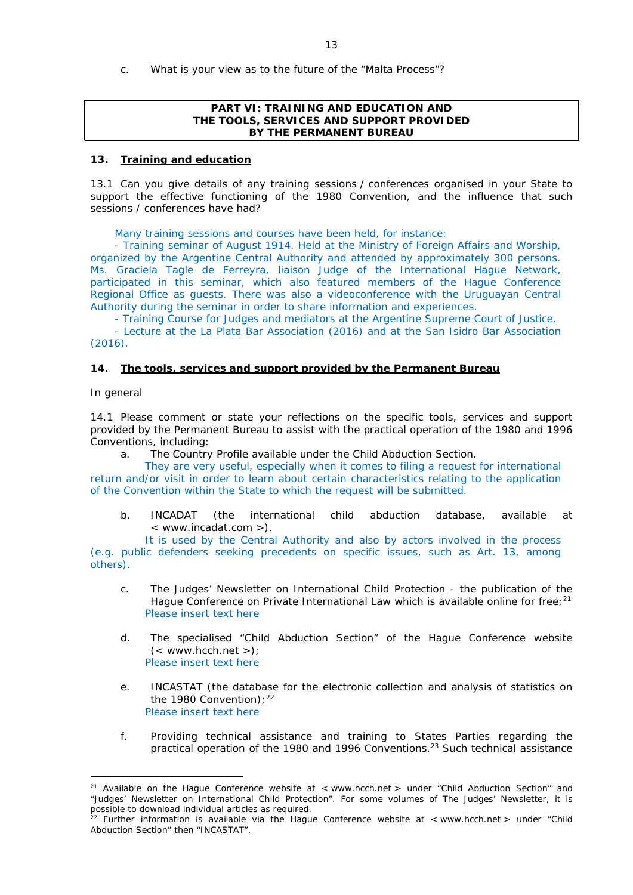c. What is your view as to the future of the "Malta Process"?

**PART VI: TRAINING AND EDUCATION AND THE TOOLS, SERVICES AND SUPPORT PROVIDED BY THE PERMANENT BUREAU**

## 13. Training and education

13.1 Can you give details of any training sessions / conferences organised in your State to support the effective functioning of the 1980 Convention, and the influence that such sessions / conferences have had?

Many training sessions and courses have been held, for instance:

- Training seminar of August 1914. Held at the Ministry of Foreign Affairs and Worship, organized by the Argentine Central Authority and attended by approximately 300 persons. Ms. Graciela Tagle de Ferreyra, liaison Judge of the International Hague Network, participated in this seminar, which also featured members of the Hague Conference Regional Office as guests. There was also a videoconference with the Uruguayan Central Authority during the seminar in order to share information and experiences.
- Training Course for Judges and mediators at the Argentine Supreme Court of Justice.
- Lecture at the La Plata Bar Association (2016) and at the San Isidro Bar Association (2016).

## 14. The tools, services and support provided by the Permanent Bureau

In general

14.1 Please comment or state your reflections on the specific tools, services and support provided by the Permanent Bureau to assist with the practical operation of the 1980 and 1996 Conventions, including:

a. The Country Profile available under the Child Abduction Section.

They are very useful, especially when it comes to filing a request for international return and/or visit in order to learn about certain characteristics relating to the application of the Convention within the State to which the request will be submitted.

b. INCADAT (the international child abduction database, available at < www.incadat.com >).

It is used by the Central Authority and also by actors involved in the process (e.g. public defenders seeking precedents on specific issues, such as Art. 13, among others).

c. The Judges' Newsletter on International Child Protection - the publication of the Hague Conference on Private International Law which is available online for free;[21]

Please insert text here

d. The specialised "Child Abduction Section" of the Hague Conference website (< www.hcch.net >);

Please insert text here

e. INCASTAT (the database for the electronic collection and analysis of statistics on the 1980 Convention);[22]

Please insert text here

f. Providing technical assistance and training to States Parties regarding the practical operation of the 1980 and 1996 Conventions.[23] Such technical assistance

---

[21] Available on the Hague Conference website at < www.hcch.net > under "Child Abduction Section" and "Judges' Newsletter on International Child Protection". For some volumes of The Judges' Newsletter, it is possible to download individual articles as required.

[22] Further information is available via the Hague Conference website at < www.hcch.net > under "Child Abduction Section" then "INCASTAT".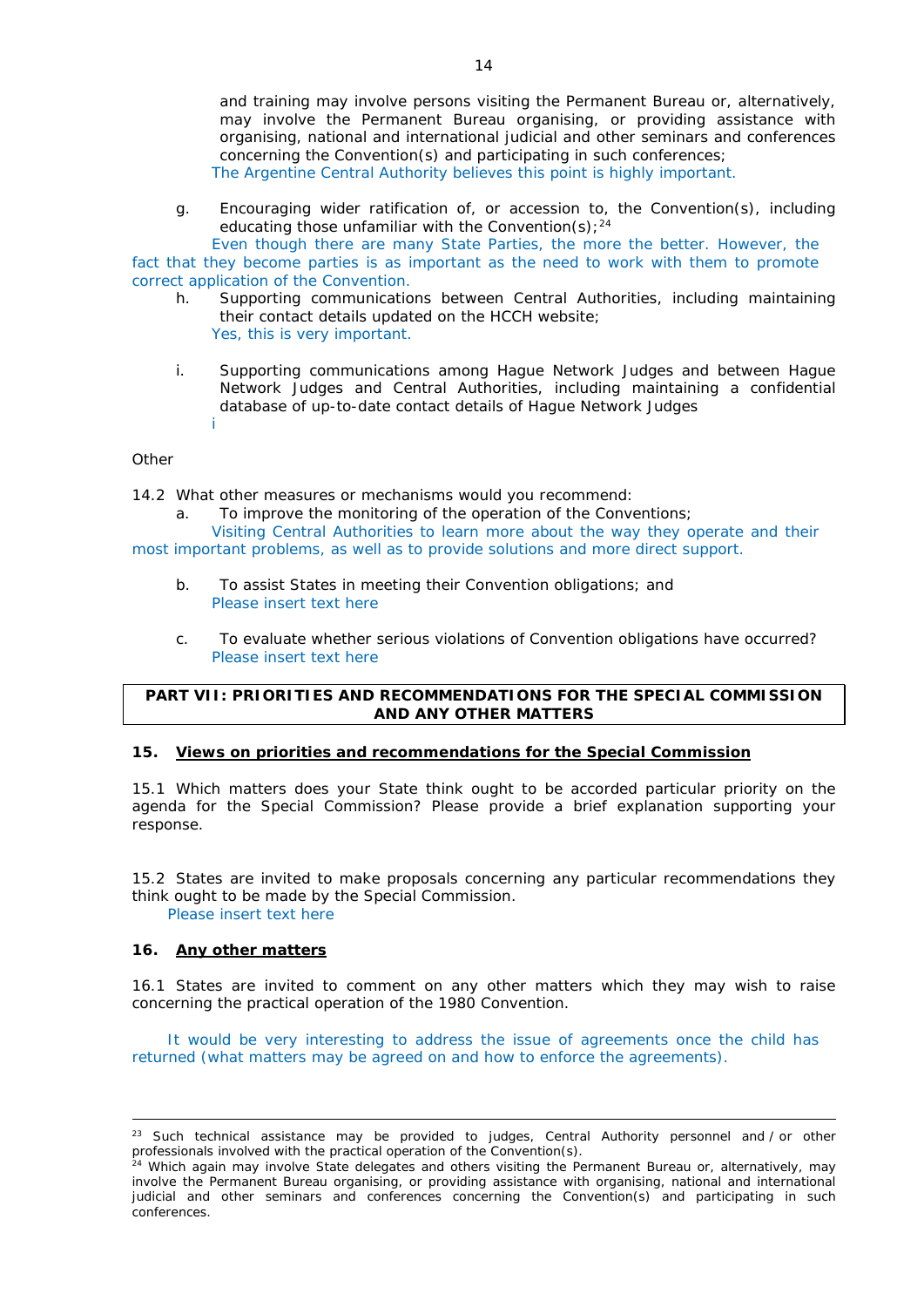and training may involve persons visiting the Permanent Bureau or, alternatively, may involve the Permanent Bureau organising, or providing assistance with organising, national and international judicial and other seminars and conferences concerning the Convention(s) and participating in such conferences;

The Argentine Central Authority believes this point is highly important.

g. Encouraging wider ratification of, or accession to, the Convention(s), including educating those unfamiliar with the Convention(s);[24]

Even though there are many State Parties, the more the better. However, the fact that they become parties is as important as the need to work with them to promote correct application of the Convention.

h. Supporting communications between Central Authorities, including maintaining their contact details updated on the HCCH website;

Yes, this is very important.

i. Supporting communications among Hague Network Judges and between Hague Network Judges and Central Authorities, including maintaining a confidential database of up-to-date contact details of Hague Network Judges

i

Other

14.2 What other measures or mechanisms would you recommend:

a. To improve the monitoring of the operation of the Conventions;

Visiting Central Authorities to learn more about the way they operate and their most important problems, as well as to provide solutions and more direct support.

b. To assist States in meeting their Convention obligations; and

Please insert text here

c. To evaluate whether serious violations of Convention obligations have occurred?

Please insert text here

## PART VII: PRIORITIES AND RECOMMENDATIONS FOR THE SPECIAL COMMISSION AND ANY OTHER MATTERS

### 15. Views on priorities and recommendations for the Special Commission

15.1 Which matters does your State think ought to be accorded particular priority on the agenda for the Special Commission? Please provide a brief explanation supporting your response.

15.2 States are invited to make proposals concerning any particular recommendations they think ought to be made by the Special Commission.

Please insert text here

### 16. Any other matters

16.1 States are invited to comment on any other matters which they may wish to raise concerning the practical operation of the 1980 Convention.

It would be very interesting to address the issue of agreements once the child has returned (what matters may be agreed on and how to enforce the agreements).

---

[23] Such technical assistance may be provided to judges, Central Authority personnel and / or other professionals involved with the practical operation of the Convention(s).

[24] Which again may involve State delegates and others visiting the Permanent Bureau or, alternatively, may involve the Permanent Bureau organising, or providing assistance with organising, national and international judicial and other seminars and conferences concerning the Convention(s) and participating in such conferences.